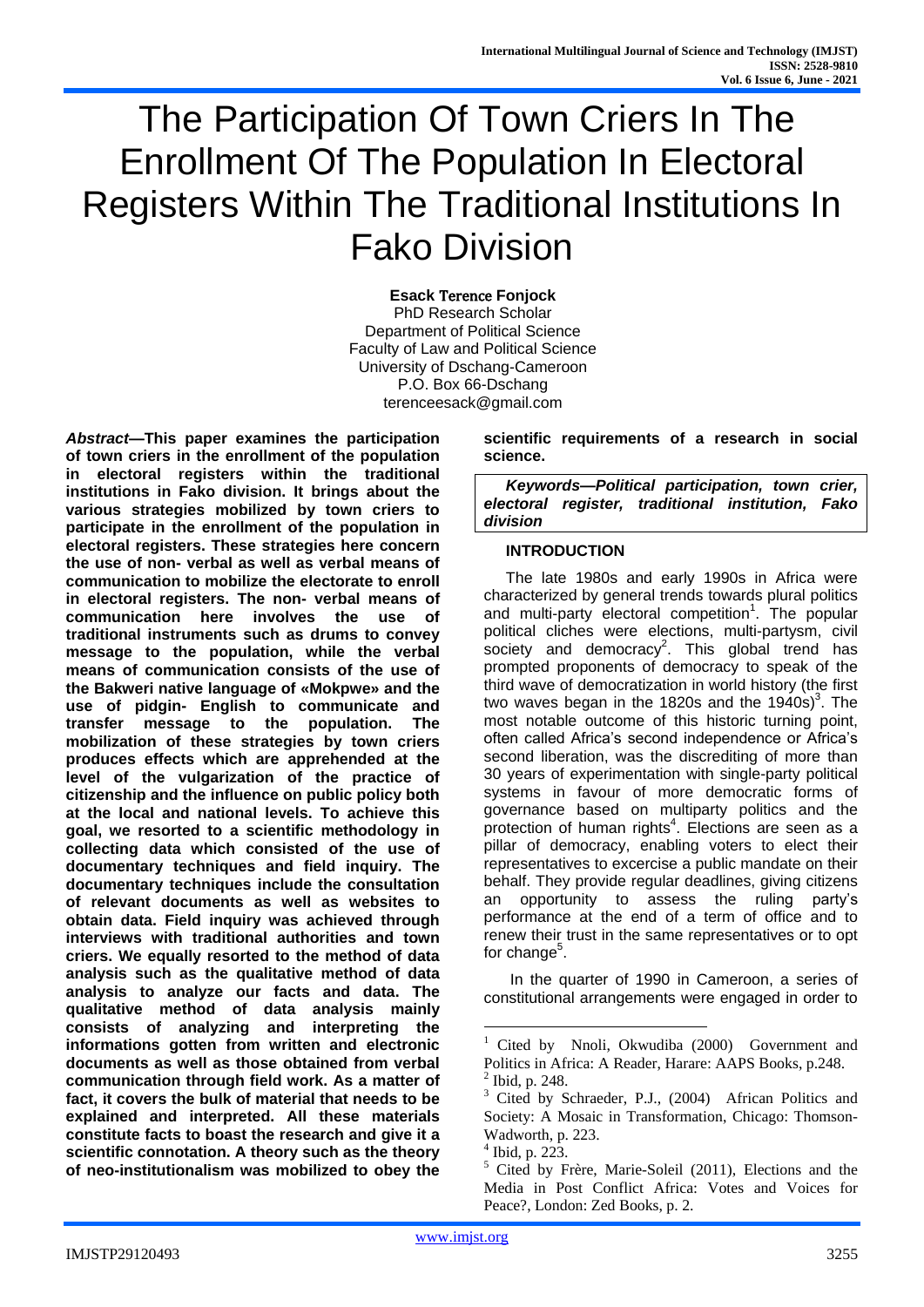# The Participation Of Town Criers In The Enrollment Of The Population In Electoral Registers Within The Traditional Institutions In Fako Division

**Esack Terence Fonjock**
PhD Research Scholar
Department of Political Science
Faculty of Law and Political Science
University of Dschang-Cameroon
P.O. Box 66-Dschang
terenceesack@gmail.com

***Abstract*—This paper examines the participation of town criers in the enrollment of the population in electoral registers within the traditional institutions in Fako division. It brings about the various strategies mobilized by town criers to participate in the enrollment of the population in electoral registers. These strategies here concern the use of non- verbal as well as verbal means of communication to mobilize the electorate to enroll in electoral registers. The non- verbal means of communication here involves the use of traditional instruments such as drums to convey message to the population, while the verbal means of communication consists of the use of the Bakweri native language of «Mokpwe» and the use of pidgin- English to communicate and transfer message to the population. The mobilization of these strategies by town criers produces effects which are apprehended at the level of the vulgarization of the practice of citizenship and the influence on public policy both at the local and national levels. To achieve this goal, we resorted to a scientific methodology in collecting data which consisted of the use of documentary techniques and field inquiry. The documentary techniques include the consultation of relevant documents as well as websites to obtain data. Field inquiry was achieved through interviews with traditional authorities and town criers. We equally resorted to the method of data analysis such as the qualitative method of data analysis to analyze our facts and data. The qualitative method of data analysis mainly consists of analyzing and interpreting the informations gotten from written and electronic documents as well as those obtained from verbal communication through field work. As a matter of fact, it covers the bulk of material that needs to be explained and interpreted. All these materials constitute facts to boast the research and give it a scientific connotation. A theory such as the theory of neo-institutionalism was mobilized to obey the scientific requirements of a research in social science.**

***Keywords—Political participation, town crier, electoral register, traditional institution, Fako division***

## INTRODUCTION

The late 1980s and early 1990s in Africa were characterized by general trends towards plural politics and multi-party electoral competition[1]. The popular political cliches were elections, multi-partysm, civil society and democracy[2]. This global trend has prompted proponents of democracy to speak of the third wave of democratization in world history (the first two waves began in the 1820s and the 1940s)[3]. The most notable outcome of this historic turning point, often called Africa's second independence or Africa's second liberation, was the discrediting of more than 30 years of experimentation with single-party political systems in favour of more democratic forms of governance based on multiparty politics and the protection of human rights[4]. Elections are seen as a pillar of democracy, enabling voters to elect their representatives to excercise a public mandate on their behalf. They provide regular deadlines, giving citizens an opportunity to assess the ruling party's performance at the end of a term of office and to renew their trust in the same representatives or to opt for change[5].

In the quarter of 1990 in Cameroon, a series of constitutional arrangements were engaged in order to

---

[1] Cited by Nnoli, Okwudiba (2000) Government and Politics in Africa: A Reader, Harare: AAPS Books, p.248.

[2] Ibid, p. 248.

[3] Cited by Schraeder, P.J., (2004) African Politics and Society: A Mosaic in Transformation, Chicago: Thomson-Wadworth, p. 223.

[4] Ibid, p. 223.

[5] Cited by Frère, Marie-Soleil (2011), Elections and the Media in Post Conflict Africa: Votes and Voices for Peace?, London: Zed Books, p. 2.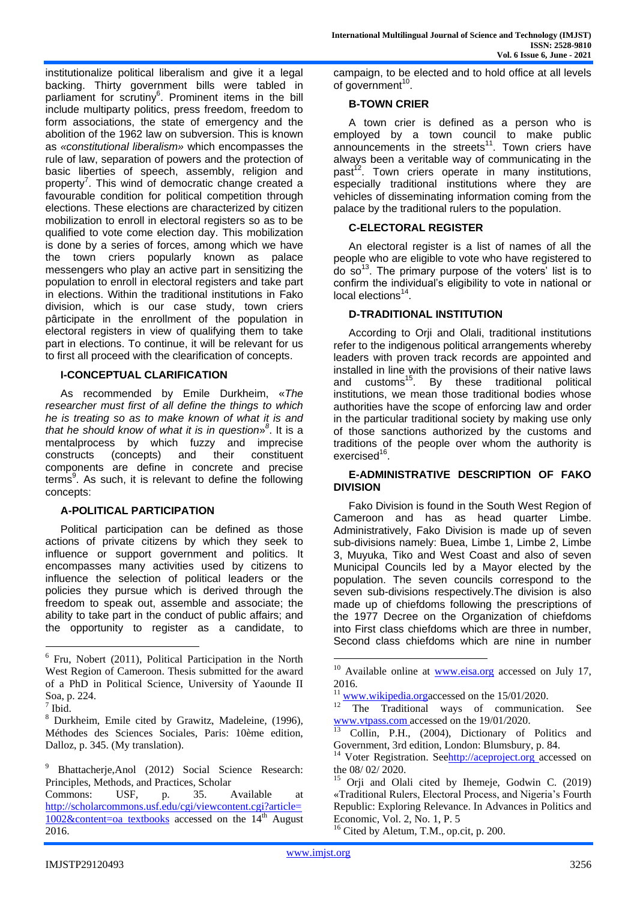institutionalize political liberalism and give it a legal backing. Thirty government bills were tabled in parliament for scrutiny[6]. Prominent items in the bill include multiparty politics, press freedom, freedom to form associations, the state of emergency and the abolition of the 1962 law on subversion. This is known as *«constitutional liberalism»* which encompasses the rule of law, separation of powers and the protection of basic liberties of speech, assembly, religion and property[7]. This wind of democratic change created a favourable condition for political competition through elections. These elections are characterized by citizen mobilization to enroll in electoral registers so as to be qualified to vote come election day. This mobilization is done by a series of forces, among which we have the town criers popularly known as palace messengers who play an active part in sensitizing the population to enroll in electoral registers and take part in elections. Within the traditional institutions in Fako division, which is our case study, town criers pârticipate in the enrollment of the population in electoral registers in view of qualifying them to take part in elections. To continue, it will be relevant for us to first all proceed with the clearification of concepts.

## I-CONCEPTUAL CLARIFICATION

As recommended by Emile Durkheim, «*The researcher must first of all define the things to which he is treating so as to make known of what it is and that he should know of what it is in question*»[8]. It is a mentalprocess by which fuzzy and imprecise constructs (concepts) and their constituent components are define in concrete and precise terms[9]. As such, it is relevant to define the following concepts:

### A-POLITICAL PARTICIPATION

Political participation can be defined as those actions of private citizens by which they seek to influence or support government and politics. It encompasses many activities used by citizens to influence the selection of political leaders or the policies they pursue which is derived through the freedom to speak out, assemble and associate; the ability to take part in the conduct of public affairs; and the opportunity to register as a candidate, to campaign, to be elected and to hold office at all levels of government[10].

### B-TOWN CRIER

A town crier is defined as a person who is employed by a town council to make public announcements in the streets[11]. Town criers have always been a veritable way of communicating in the past[12]. Town criers operate in many institutions, especially traditional institutions where they are vehicles of disseminating information coming from the palace by the traditional rulers to the population.

### C-ELECTORAL REGISTER

An electoral register is a list of names of all the people who are eligible to vote who have registered to do so[13]. The primary purpose of the voters' list is to confirm the individual's eligibility to vote in national or local elections[14].

### D-TRADITIONAL INSTITUTION

According to Orji and Olali, traditional institutions refer to the indigenous political arrangements whereby leaders with proven track records are appointed and installed in line with the provisions of their native laws and customs[15]. By these traditional political institutions, we mean those traditional bodies whose authorities have the scope of enforcing law and order in the particular traditional society by making use only of those sanctions authorized by the customs and traditions of the people over whom the authority is exercised[16].

### E-ADMINISTRATIVE DESCRIPTION OF FAKO DIVISION

Fako Division is found in the South West Region of Cameroon and has as head quarter Limbe. Administratively, Fako Division is made up of seven sub-divisions namely: Buea, Limbe 1, Limbe 2, Limbe 3, Muyuka, Tiko and West Coast and also of seven Municipal Councils led by a Mayor elected by the population. The seven councils correspond to the seven sub-divisions respectively.The division is also made up of chiefdoms following the prescriptions of the 1977 Decree on the Organization of chiefdoms into First class chiefdoms which are three in number, Second class chiefdoms which are nine in number

---

[6] Fru, Nobert (2011), Political Participation in the North West Region of Cameroon. Thesis submitted for the award of a PhD in Political Science, University of Yaounde II Soa, p. 224.

[7] Ibid.

[8] Durkheim, Emile cited by Grawitz, Madeleine, (1996), Méthodes des Sciences Sociales, Paris: 10ème edition, Dalloz, p. 345. (My translation).

[9] Bhattacherje,Anol (2012) Social Science Research: Principles, Methods, and Practices, Scholar Commons: USF, p. 35. Available at http://scholarcommons.usf.edu/cgi/viewcontent.cgi?article=1002&content=oa textbooks accessed on the 14th August 2016.

[10] Available online at www.eisa.org accessed on July 17, 2016.

[11] www.wikipedia.orgaccessed on the 15/01/2020.

[12] The Traditional ways of communication. See www.vtpass.com accessed on the 19/01/2020.

[13] Collin, P.H., (2004), Dictionary of Politics and Government, 3rd edition, London: Blumsbury, p. 84.

[14] Voter Registration. Seehttp://aceproject.org accessed on the 08/ 02/ 2020.

[15] Orji and Olali cited by Ihemeje, Godwin C. (2019) «Traditional Rulers, Electoral Process, and Nigeria's Fourth Republic: Exploring Relevance. In Advances in Politics and Economic, Vol. 2, No. 1, P. 5

[16] Cited by Aletum, T.M., op.cit, p. 200.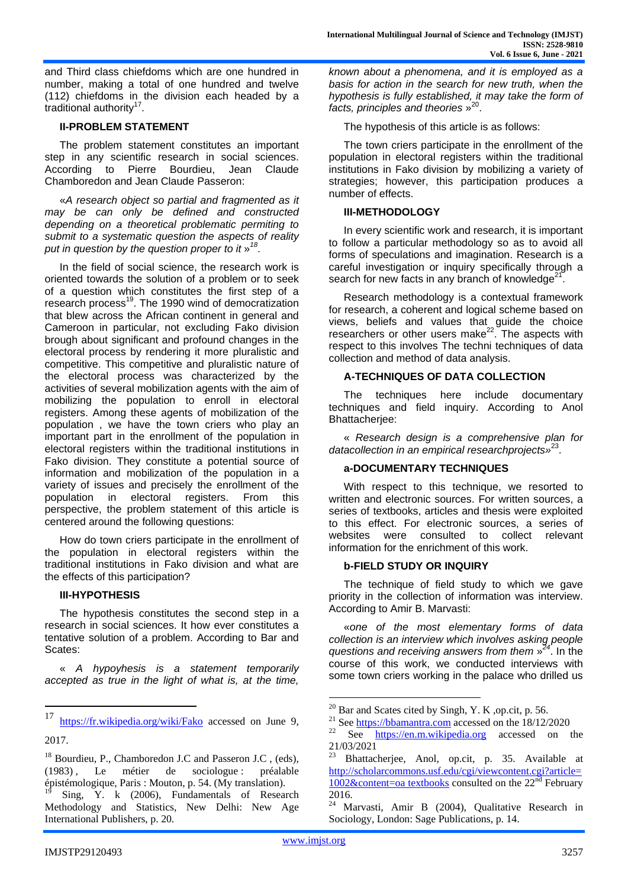and Third class chiefdoms which are one hundred in number, making a total of one hundred and twelve (112) chiefdoms in the division each headed by a traditional authority[17].

### II-PROBLEM STATEMENT

The problem statement constitutes an important step in any scientific research in social sciences. According to Pierre Bourdieu, Jean Claude Chamboredon and Jean Claude Passeron:

«*A research object so partial and fragmented as it may be can only be defined and constructed depending on a theoretical problematic permiting to submit to a systematic question the aspects of reality put in question by the question proper to it »[18]*.

In the field of social science, the research work is oriented towards the solution of a problem or to seek of a question which constitutes the first step of a research process[19]. The 1990 wind of democratization that blew across the African continent in general and Cameroon in particular, not excluding Fako division brough about significant and profound changes in the electoral process by rendering it more pluralistic and competitive. This competitive and pluralistic nature of the electoral process was characterized by the activities of several mobilization agents with the aim of mobilizing the population to enroll in electoral registers. Among these agents of mobilization of the population , we have the town criers who play an important part in the enrollment of the population in electoral registers within the traditional institutions in Fako division. They constitute a potential source of information and mobilization of the population in a variety of issues and precisely the enrollment of the population in electoral registers. From this perspective, the problem statement of this article is centered around the following questions:

How do town criers participate in the enrollment of the population in electoral registers within the traditional institutions in Fako division and what are the effects of this participation?

### III-HYPOTHESIS

The hypothesis constitutes the second step in a research in social sciences. It how ever constitutes a tentative solution of a problem. According to Bar and Scates:

« *A hypoyhesis is a statement temporarily accepted as true in the light of what is, at the time, known about a phenomena, and it is employed as a basis for action in the search for new truth, when the hypothesis is fully established, it may take the form of facts, principles and theories* »[20].

The hypothesis of this article is as follows:

The town criers participate in the enrollment of the population in electoral registers within the traditional institutions in Fako division by mobilizing a variety of strategies; however, this participation produces a number of effects.

### III-METHODOLOGY

In every scientific work and research, it is important to follow a particular methodology so as to avoid all forms of speculations and imagination. Research is a careful investigation or inquiry specifically through a search for new facts in any branch of knowledge[21].

Research methodology is a contextual framework for research, a coherent and logical scheme based on views, beliefs and values that guide the choice researchers or other users make[22]. The aspects with respect to this involves The techni techniques of data collection and method of data analysis.

#### A-TECHNIQUES OF DATA COLLECTION

The techniques here include documentary techniques and field inquiry. According to Anol Bhattacherjee:

« *Research design is a comprehensive plan for datacollection in an empirical researchprojects»*[23].

#### a-DOCUMENTARY TECHNIQUES

With respect to this technique, we resorted to written and electronic sources. For written sources, a series of textbooks, articles and thesis were exploited to this effect. For electronic sources, a series of websites were consulted to collect relevant information for the enrichment of this work.

#### b-FIELD STUDY OR INQUIRY

The technique of field study to which we gave priority in the collection of information was interview. According to Amir B. Marvasti:

«*one of the most elementary forms of data collection is an interview which involves asking people questions and receiving answers from them* »[24]. In the course of this work, we conducted interviews with some town criers working in the palace who drilled us

---

[17] https://fr.wikipedia.org/wiki/Fako accessed on June 9, 2017.

[18] Bourdieu, P., Chamboredon J.C and Passeron J.C , (eds), (1983) , Le métier de sociologue : préalable épistémologique, Paris : Mouton, p. 54. (My translation).

[19] Sing, Y. k (2006), Fundamentals of Research Methodology and Statistics, New Delhi: New Age International Publishers, p. 20.

[20] Bar and Scates cited by Singh, Y. K ,op.cit, p. 56.

[21] See https://bbamantra.com accessed on the 18/12/2020

[22] See https://en.m.wikipedia.org accessed on the 21/03/2021

[23] Bhattacherjee, Anol, op.cit, p. 35. Available at http://scholarcommons.usf.edu/cgi/viewcontent.cgi?article=1002&content=oa textbooks consulted on the 22nd February 2016.

[24] Marvasti, Amir B (2004), Qualitative Research in Sociology, London: Sage Publications, p. 14.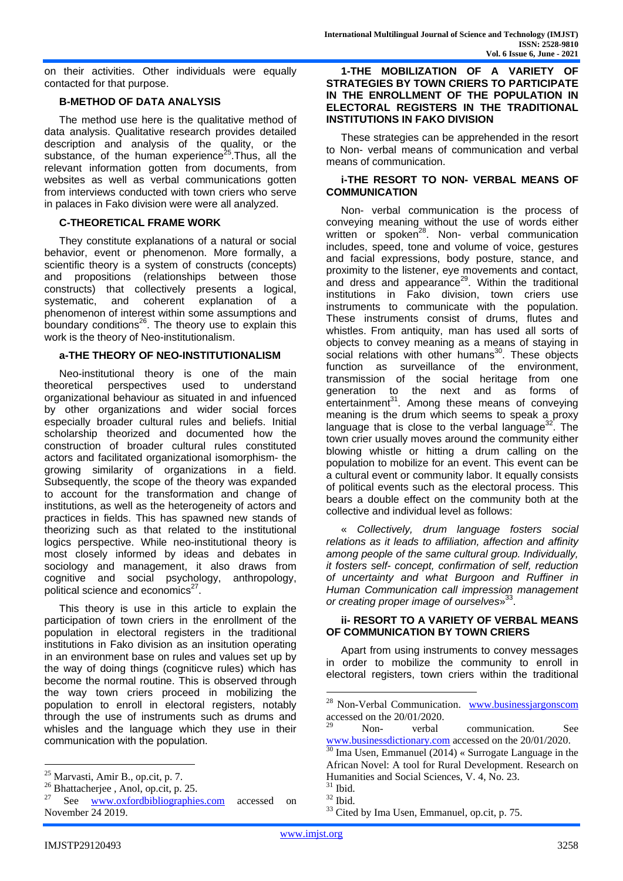on their activities. Other individuals were equally contacted for that purpose.

### B-METHOD OF DATA ANALYSIS

The method use here is the qualitative method of data analysis. Qualitative research provides detailed description and analysis of the quality, or the substance, of the human experience[25].Thus, all the relevant information gotten from documents, from websites as well as verbal communications gotten from interviews conducted with town criers who serve in palaces in Fako division were were all analyzed.

### C-THEORETICAL FRAME WORK

They constitute explanations of a natural or social behavior, event or phenomenon. More formally, a scientific theory is a system of constructs (concepts) and propositions (relationships between those constructs) that collectively presents a logical, systematic, and coherent explanation of a phenomenon of interest within some assumptions and boundary conditions[26]. The theory use to explain this work is the theory of Neo-institutionalism.

#### a-THE THEORY OF NEO-INSTITUTIONALISM

Neo-institutional theory is one of the main theoretical perspectives used to understand organizational behaviour as situated in and infuenced by other organizations and wider social forces especially broader cultural rules and beliefs. Initial scholarship theorized and documented how the construction of broader cultural rules constituted actors and facilitated organizational isomorphism- the growing similarity of organizations in a field. Subsequently, the scope of the theory was expanded to account for the transformation and change of institutions, as well as the heterogeneity of actors and practices in fields. This has spawned new stands of theorizing such as that related to the institutional logics perspective. While neo-institutional theory is most closely informed by ideas and debates in sociology and management, it also draws from cognitive and social psychology, anthropology, political science and economics[27].

This theory is use in this article to explain the participation of town criers in the enrollment of the population in electoral registers in the traditional institutions in Fako division as an insitution operating in an environment base on rules and values set up by the way of doing things (cogniticve rules) which has become the normal routine. This is observed through the way town criers proceed in mobilizing the population to enroll in electoral registers, notably through the use of instruments such as drums and whisles and the language which they use in their communication with the population.

### 1-THE MOBILIZATION OF A VARIETY OF STRATEGIES BY TOWN CRIERS TO PARTICIPATE IN THE ENROLLMENT OF THE POPULATION IN ELECTORAL REGISTERS IN THE TRADITIONAL INSTITUTIONS IN FAKO DIVISION

These strategies can be apprehended in the resort to Non- verbal means of communication and verbal means of communication.

#### i-THE RESORT TO NON- VERBAL MEANS OF COMMUNICATION

Non- verbal communication is the process of conveying meaning without the use of words either written or spoken[28]. Non- verbal communication includes, speed, tone and volume of voice, gestures and facial expressions, body posture, stance, and proximity to the listener, eye movements and contact, and dress and appearance[29]. Within the traditional institutions in Fako division, town criers use instruments to communicate with the population. These instruments consist of drums, flutes and whistles. From antiquity, man has used all sorts of objects to convey meaning as a means of staying in social relations with other humans[30]. These objects function as surveillance of the environment, transmission of the social heritage from one generation to the next and as forms of entertainment[31]. Among these means of conveying meaning is the drum which seems to speak a proxy language that is close to the verbal language[32]. The town crier usually moves around the community either blowing whistle or hitting a drum calling on the population to mobilize for an event. This event can be a cultural event or community labor. It equally consists of political events such as the electoral process. This bears a double effect on the community both at the collective and individual level as follows:

« *Collectively, drum language fosters social relations as it leads to affiliation, affection and affinity among people of the same cultural group. Individually, it fosters self- concept, confirmation of self, reduction of uncertainty and what Burgoon and Ruffiner in Human Communication call impression management or creating proper image of ourselves*»[33].

#### ii- RESORT TO A VARIETY OF VERBAL MEANS OF COMMUNICATION BY TOWN CRIERS

Apart from using instruments to convey messages in order to mobilize the community to enroll in electoral registers, town criers within the traditional

---

[25] Marvasti, Amir B., op.cit, p. 7.

[26] Bhattacherjee , Anol, op.cit, p. 25.

[27] See www.oxfordbibliographies.com accessed on November 24 2019.

[28] Non-Verbal Communication. www.businessjargonscom accessed on the 20/01/2020.

[29] Non- verbal communication. See www.businessdictionary.com accessed on the 20/01/2020.

[30] Ima Usen, Emmanuel (2014) « Surrogate Language in the African Novel: A tool for Rural Development. Research on Humanities and Social Sciences, V. 4, No. 23.

[31] Ibid.

[32] Ibid.

[33] Cited by Ima Usen, Emmanuel, op.cit, p. 75.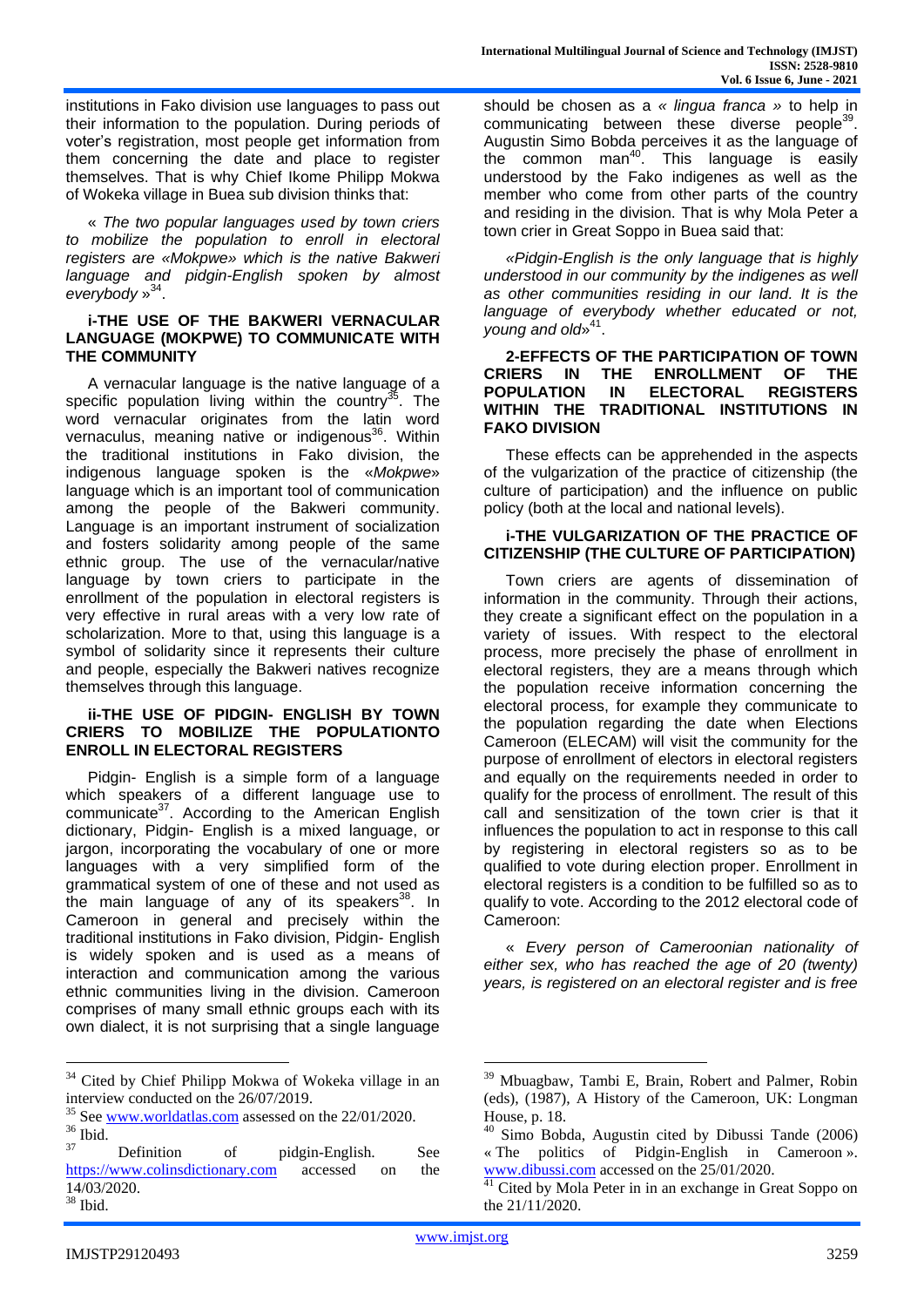institutions in Fako division use languages to pass out their information to the population. During periods of voter's registration, most people get information from them concerning the date and place to register themselves. That is why Chief Ikome Philipp Mokwa of Wokeka village in Buea sub division thinks that:

« *The two popular languages used by town criers to mobilize the population to enroll in electoral registers are «Mokpwe» which is the native Bakweri language and pidgin-English spoken by almost everybody* »[34].

#### i-THE USE OF THE BAKWERI VERNACULAR LANGUAGE (MOKPWE) TO COMMUNICATE WITH THE COMMUNITY

A vernacular language is the native language of a specific population living within the country[35]. The word vernacular originates from the latin word vernaculus, meaning native or indigenous[36]. Within the traditional institutions in Fako division, the indigenous language spoken is the «*Mokpwe*» language which is an important tool of communication among the people of the Bakweri community. Language is an important instrument of socialization and fosters solidarity among people of the same ethnic group. The use of the vernacular/native language by town criers to participate in the enrollment of the population in electoral registers is very effective in rural areas with a very low rate of scholarization. More to that, using this language is a symbol of solidarity since it represents their culture and people, especially the Bakweri natives recognize themselves through this language.

#### ii-THE USE OF PIDGIN- ENGLISH BY TOWN CRIERS TO MOBILIZE THE POPULATIONTO ENROLL IN ELECTORAL REGISTERS

Pidgin- English is a simple form of a language which speakers of a different language use to communicate[37]. According to the American English dictionary, Pidgin- English is a mixed language, or jargon, incorporating the vocabulary of one or more languages with a very simplified form of the grammatical system of one of these and not used as the main language of any of its speakers[38]. In Cameroon in general and precisely within the traditional institutions in Fako division, Pidgin- English is widely spoken and is used as a means of interaction and communication among the various ethnic communities living in the division. Cameroon comprises of many small ethnic groups each with its own dialect, it is not surprising that a single language should be chosen as a *« lingua franca »* to help in communicating between these diverse people[39]. Augustin Simo Bobda perceives it as the language of the common man[40]. This language is easily understood by the Fako indigenes as well as the member who come from other parts of the country and residing in the division. That is why Mola Peter a town crier in Great Soppo in Buea said that:

*«Pidgin-English is the only language that is highly understood in our community by the indigenes as well as other communities residing in our land. It is the language of everybody whether educated or not, young and old»*[41].

### 2-EFFECTS OF THE PARTICIPATION OF TOWN CRIERS IN THE ENROLLMENT OF THE POPULATION IN ELECTORAL REGISTERS WITHIN THE TRADITIONAL INSTITUTIONS IN FAKO DIVISION

These effects can be apprehended in the aspects of the vulgarization of the practice of citizenship (the culture of participation) and the influence on public policy (both at the local and national levels).

#### i-THE VULGARIZATION OF THE PRACTICE OF CITIZENSHIP (THE CULTURE OF PARTICIPATION)

Town criers are agents of dissemination of information in the community. Through their actions, they create a significant effect on the population in a variety of issues. With respect to the electoral process, more precisely the phase of enrollment in electoral registers, they are a means through which the population receive information concerning the electoral process, for example they communicate to the population regarding the date when Elections Cameroon (ELECAM) will visit the community for the purpose of enrollment of electors in electoral registers and equally on the requirements needed in order to qualify for the process of enrollment. The result of this call and sensitization of the town crier is that it influences the population to act in response to this call by registering in electoral registers so as to be qualified to vote during election proper. Enrollment in electoral registers is a condition to be fulfilled so as to qualify to vote. According to the 2012 electoral code of Cameroon:

« *Every person of Cameroonian nationality of either sex, who has reached the age of 20 (twenty) years, is registered on an electoral register and is free*

---

[34] Cited by Chief Philipp Mokwa of Wokeka village in an interview conducted on the 26/07/2019.

[35] See www.worldatlas.com assessed on the 22/01/2020.

[36] Ibid.

[37] Definition of pidgin-English. See https://www.colinsdictionary.com accessed on the 14/03/2020.

[38] Ibid.

[39] Mbuagbaw, Tambi E, Brain, Robert and Palmer, Robin (eds), (1987), A History of the Cameroon, UK: Longman House, p. 18.

[40] Simo Bobda, Augustin cited by Dibussi Tande (2006) « The politics of Pidgin-English in Cameroon ». www.dibussi.com accessed on the 25/01/2020.

[41] Cited by Mola Peter in in an exchange in Great Soppo on the 21/11/2020.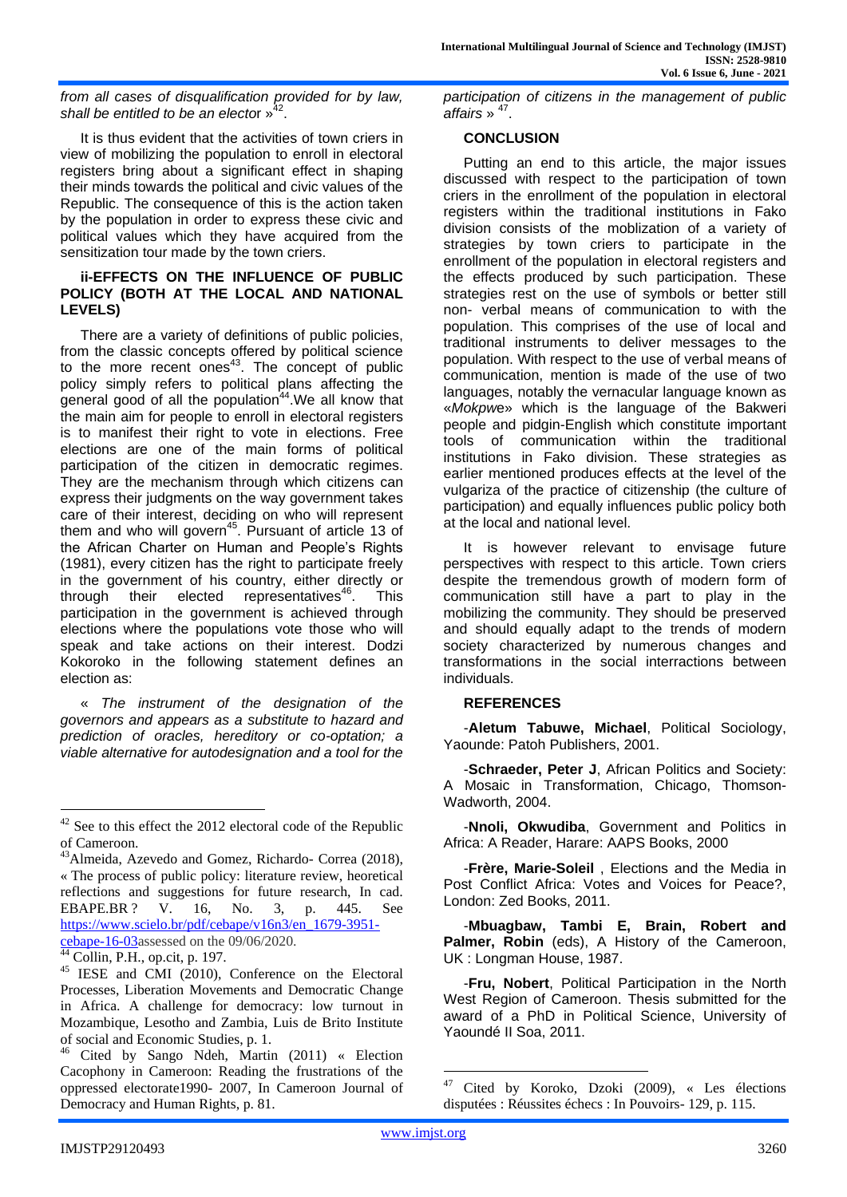*from all cases of disqualification provided for by law, shall be entitled to be an elector »*[42].

It is thus evident that the activities of town criers in view of mobilizing the population to enroll in electoral registers bring about a significant effect in shaping their minds towards the political and civic values of the Republic. The consequence of this is the action taken by the population in order to express these civic and political values which they have acquired from the sensitization tour made by the town criers.

### ii-EFFECTS ON THE INFLUENCE OF PUBLIC POLICY (BOTH AT THE LOCAL AND NATIONAL LEVELS)

There are a variety of definitions of public policies, from the classic concepts offered by political science to the more recent ones[43]. The concept of public policy simply refers to political plans affecting the general good of all the population[44].We all know that the main aim for people to enroll in electoral registers is to manifest their right to vote in elections. Free elections are one of the main forms of political participation of the citizen in democratic regimes. They are the mechanism through which citizens can express their judgments on the way government takes care of their interest, deciding on who will represent them and who will govern[45]. Pursuant of article 13 of the African Charter on Human and People's Rights (1981), every citizen has the right to participate freely in the government of his country, either directly or through their elected representatives[46]. This participation in the government is achieved through elections where the populations vote those who will speak and take actions on their interest. Dodzi Kokoroko in the following statement defines an election as:

« *The instrument of the designation of the governors and appears as a substitute to hazard and prediction of oracles, hereditory or co-optation; a viable alternative for autodesignation and a tool for the participation of citizens in the management of public affairs* »[47].

## CONCLUSION

Putting an end to this article, the major issues discussed with respect to the participation of town criers in the enrollment of the population in electoral registers within the traditional institutions in Fako division consists of the moblization of a variety of strategies by town criers to participate in the enrollment of the population in electoral registers and the effects produced by such participation. These strategies rest on the use of symbols or better still non- verbal means of communication to with the population. This comprises of the use of local and traditional instruments to deliver messages to the population. With respect to the use of verbal means of communication, mention is made of the use of two languages, notably the vernacular language known as «*Mokpwe*» which is the language of the Bakweri people and pidgin-English which constitute important tools of communication within the traditional institutions in Fako division. These strategies as earlier mentioned produces effects at the level of the vulgariza of the practice of citizenship (the culture of participation) and equally influences public policy both at the local and national level.

It is however relevant to envisage future perspectives with respect to this article. Town criers despite the tremendous growth of modern form of communication still have a part to play in the mobilizing the community. They should be preserved and should equally adapt to the trends of modern society characterized by numerous changes and transformations in the social interractions between individuals.

## REFERENCES

-**Aletum Tabuwe, Michael**, Political Sociology, Yaounde: Patoh Publishers, 2001.

-**Schraeder, Peter J**, African Politics and Society: A Mosaic in Transformation, Chicago, Thomson-Wadworth, 2004.

-**Nnoli, Okwudiba**, Government and Politics in Africa: A Reader, Harare: AAPS Books, 2000

-**Frère, Marie-Soleil** , Elections and the Media in Post Conflict Africa: Votes and Voices for Peace?, London: Zed Books, 2011.

-**Mbuagbaw, Tambi E, Brain, Robert and Palmer, Robin** (eds), A History of the Cameroon, UK : Longman House, 1987.

-**Fru, Nobert**, Political Participation in the North West Region of Cameroon. Thesis submitted for the award of a PhD in Political Science, University of Yaoundé II Soa, 2011.

---

[42] See to this effect the 2012 electoral code of the Republic of Cameroon.

[43] Almeida, Azevedo and Gomez, Richardo- Correa (2018), « The process of public policy: literature review, heoretical reflections and suggestions for future research, In cad. EBAPE.BR ? V. 16, No. 3, p. 445. See https://www.scielo.br/pdf/cebape/v16n3/en_1679-3951-cebape-16-03assessed on the 09/06/2020.

[44] Collin, P.H., op.cit, p. 197.

[45] IESE and CMI (2010), Conference on the Electoral Processes, Liberation Movements and Democratic Change in Africa. A challenge for democracy: low turnout in Mozambique, Lesotho and Zambia, Luis de Brito Institute of social and Economic Studies, p. 1.

[46] Cited by Sango Ndeh, Martin (2011) « Election Cacophony in Cameroon: Reading the frustrations of the oppressed electorate1990- 2007, In Cameroon Journal of Democracy and Human Rights, p. 81.

[47] Cited by Koroko, Dzoki (2009), « Les élections disputées : Réussites échecs : In Pouvoirs- 129, p. 115.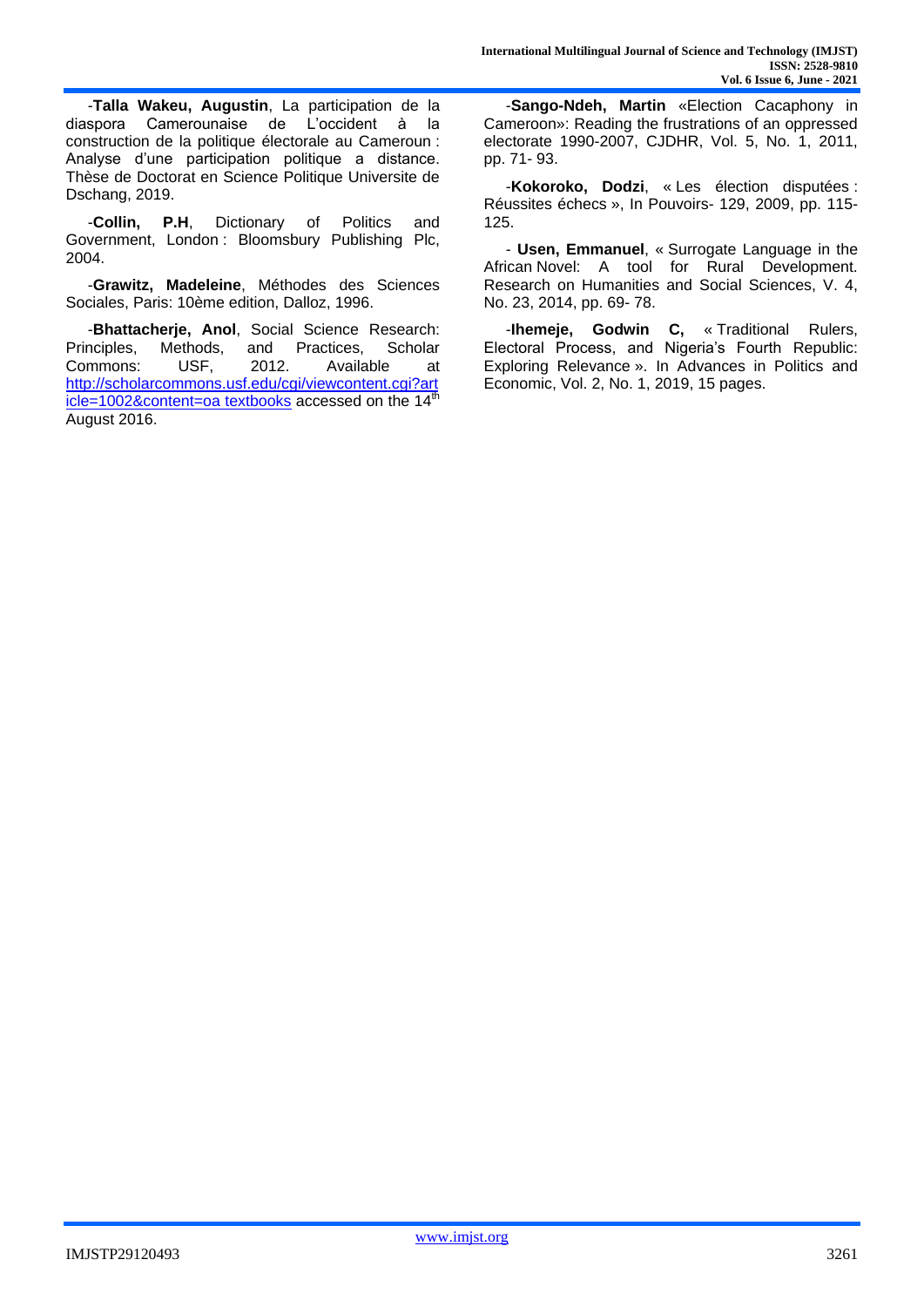-**Talla Wakeu, Augustin**, La participation de la diaspora Camerounaise de L'occident à la construction de la politique électorale au Cameroun : Analyse d'une participation politique a distance. Thèse de Doctorat en Science Politique Universite de Dschang, 2019.

-**Collin, P.H**, Dictionary of Politics and Government, London : Bloomsbury Publishing Plc, 2004.

-**Grawitz, Madeleine**, Méthodes des Sciences Sociales, Paris: 10ème edition, Dalloz, 1996.

-**Bhattacherje, Anol**, Social Science Research: Principles, Methods, and Practices, Scholar Commons: USF, 2012. Available at http://scholarcommons.usf.edu/cgi/viewcontent.cgi?article=1002&content=oa textbooks accessed on the 14th August 2016.

-**Sango-Ndeh, Martin** «Election Cacaphony in Cameroon»: Reading the frustrations of an oppressed electorate 1990-2007, CJDHR, Vol. 5, No. 1, 2011, pp. 71- 93.

-**Kokoroko, Dodzi**, « Les élection disputées : Réussites échecs », In Pouvoirs- 129, 2009, pp. 115-125.

- **Usen, Emmanuel**, « Surrogate Language in the African Novel: A tool for Rural Development. Research on Humanities and Social Sciences, V. 4, No. 23, 2014, pp. 69- 78.

-**Ihemeje, Godwin C,** « Traditional Rulers, Electoral Process, and Nigeria's Fourth Republic: Exploring Relevance ». In Advances in Politics and Economic, Vol. 2, No. 1, 2019, 15 pages.